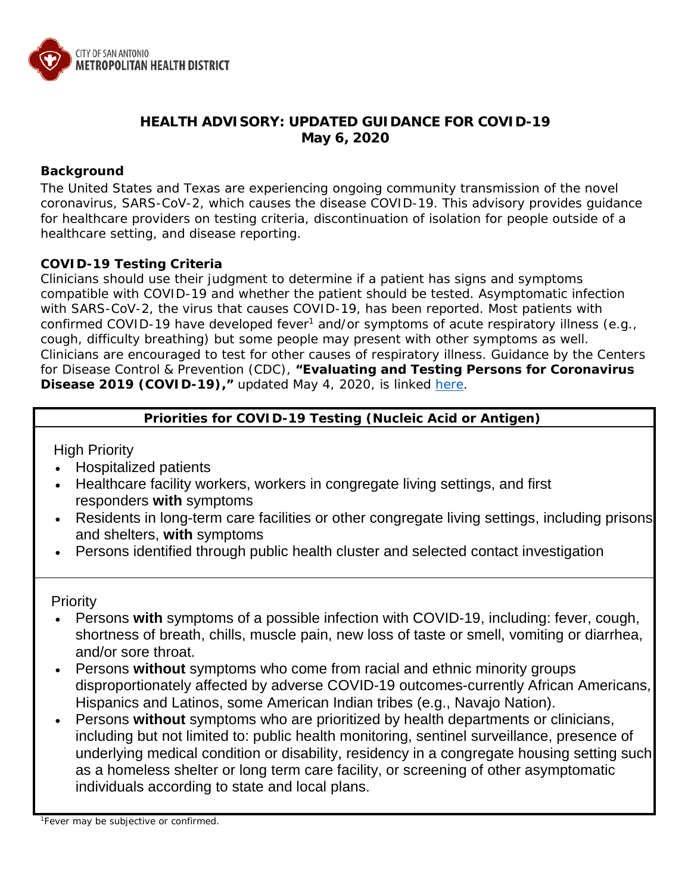CITY OF SAN ANTONIO
METROPOLITAN HEALTH DISTRICT

# HEALTH ADVISORY: UPDATED GUIDANCE FOR COVID-19
**May 6, 2020**

## Background

The United States and Texas are experiencing ongoing community transmission of the novel coronavirus, SARS-CoV-2, which causes the disease COVID-19. This advisory provides guidance for healthcare providers on testing criteria, discontinuation of isolation for people outside of a healthcare setting, and disease reporting.

## COVID-19 Testing Criteria

Clinicians should use their judgment to determine if a patient has signs and symptoms compatible with COVID-19 and whether the patient should be tested. Asymptomatic infection with SARS-CoV-2, the virus that causes COVID-19, has been reported. Most patients with confirmed COVID-19 have developed fever[1] and/or symptoms of acute respiratory illness (e.g., cough, difficulty breathing) but some people may present with other symptoms as well. Clinicians are encouraged to test for other causes of respiratory illness. Guidance by the Centers for Disease Control & Prevention (CDC), **"Evaluating and Testing Persons for Coronavirus Disease 2019 (COVID-19),"** updated May 4, 2020, is linked here.

### Priorities for COVID-19 Testing (Nucleic Acid or Antigen)

High Priority

- Hospitalized patients
- Healthcare facility workers, workers in congregate living settings, and first responders **with** symptoms
- Residents in long-term care facilities or other congregate living settings, including prisons and shelters, **with** symptoms
- Persons identified through public health cluster and selected contact investigation

Priority

- Persons **with** symptoms of a possible infection with COVID-19, including: fever, cough, shortness of breath, chills, muscle pain, new loss of taste or smell, vomiting or diarrhea, and/or sore throat.
- Persons **without** symptoms who come from racial and ethnic minority groups disproportionately affected by adverse COVID-19 outcomes-currently African Americans, Hispanics and Latinos, some American Indian tribes (e.g., Navajo Nation).
- Persons **without** symptoms who are prioritized by health departments or clinicians, including but not limited to: public health monitoring, sentinel surveillance, presence of underlying medical condition or disability, residency in a congregate housing setting such as a homeless shelter or long term care facility, or screening of other asymptomatic individuals according to state and local plans.

[1]Fever may be subjective or confirmed.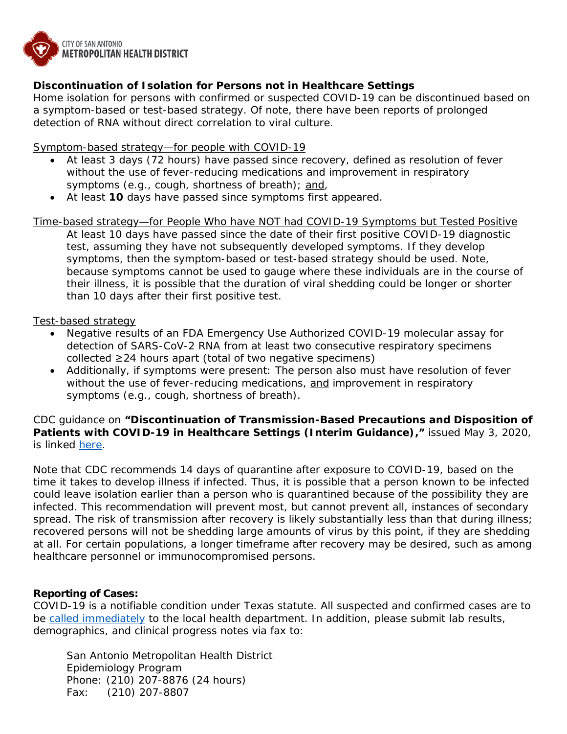**Discontinuation of Isolation for Persons not in Healthcare Settings**

Home isolation for persons with confirmed or suspected COVID-19 can be discontinued based on a symptom-based or test-based strategy. Of note, there have been reports of prolonged detection of RNA without direct correlation to viral culture.

Symptom-based strategy—for people with COVID-19

- At least 3 days (72 hours) have passed since recovery, defined as resolution of fever without the use of fever-reducing medications and improvement in respiratory symptoms (e.g., cough, shortness of breath); and,
- At least **10** days have passed since symptoms first appeared.

Time-based strategy—for People Who have NOT had COVID-19 Symptoms but Tested Positive

At least 10 days have passed since the date of their first positive COVID-19 diagnostic test, assuming they have not subsequently developed symptoms. If they develop symptoms, then the symptom-based or test-based strategy should be used. Note, because symptoms cannot be used to gauge where these individuals are in the course of their illness, it is possible that the duration of viral shedding could be longer or shorter than 10 days after their first positive test.

Test-based strategy

- Negative results of an FDA Emergency Use Authorized COVID-19 molecular assay for detection of SARS-CoV-2 RNA from at least two consecutive respiratory specimens collected ≥24 hours apart (total of two negative specimens)
- Additionally, if symptoms were present: The person also must have resolution of fever without the use of fever-reducing medications, and improvement in respiratory symptoms (e.g., cough, shortness of breath).

CDC guidance on **"Discontinuation of Transmission-Based Precautions and Disposition of Patients with COVID-19 in Healthcare Settings (Interim Guidance),"** issued May 3, 2020, is linked here.

Note that CDC recommends 14 days of quarantine after exposure to COVID-19, based on the time it takes to develop illness if infected. Thus, it is possible that a person known to be infected could leave isolation earlier than a person who is quarantined because of the possibility they are infected. This recommendation will prevent most, but cannot prevent all, instances of secondary spread. The risk of transmission after recovery is likely substantially less than that during illness; recovered persons will not be shedding large amounts of virus by this point, if they are shedding at all. For certain populations, a longer timeframe after recovery may be desired, such as among healthcare personnel or immunocompromised persons.

**Reporting of Cases:**

COVID-19 is a notifiable condition under Texas statute. All suspected and confirmed cases are to be called immediately to the local health department. In addition, please submit lab results, demographics, and clinical progress notes via fax to:

San Antonio Metropolitan Health District
Epidemiology Program
Phone: (210) 207-8876 (24 hours)
Fax: (210) 207-8807